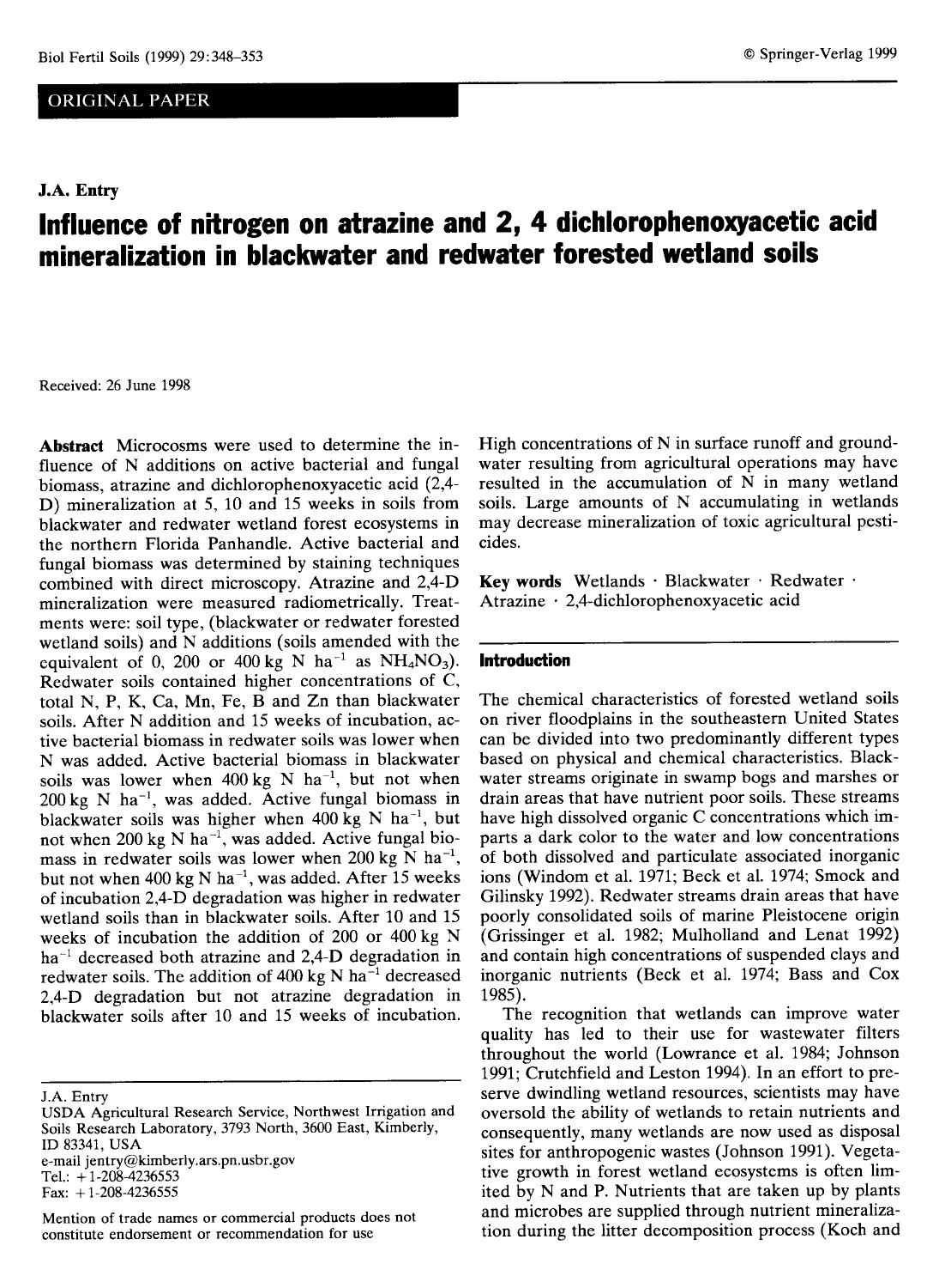ORIGINAL PAPER

**J.A. Entry**

# Influence of nitrogen on atrazine and 2, 4 dichlorophenoxyacetic acid mineralization in blackwater and redwater forested wetland soils

Received: 26 June 1998

**Abstract** Microcosms were used to determine the influence of N additions on active bacterial and fungal biomass, atrazine and dichlorophenoxyacetic acid (2,4-D) mineralization at 5, 10 and 15 weeks in soils from blackwater and redwater wetland forest ecosystems in the northern Florida Panhandle. Active bacterial and fungal biomass was determined by staining techniques combined with direct microscopy. Atrazine and 2,4-D mineralization were measured radiometrically. Treatments were: soil type, (blackwater or redwater forested wetland soils) and N additions (soils amended with the equivalent of 0, 200 or 400 kg N $ha^{-1}$ as $NH_4NO_3$). Redwater soils contained higher concentrations of C, total N, P, K, Ca, Mn, Fe, B and Zn than blackwater soils. After N addition and 15 weeks of incubation, active bacterial biomass in redwater soils was lower when N was added. Active bacterial biomass in blackwater soils was lower when 400 kg N $ha^{-1}$, but not when 200 kg N $ha^{-1}$, was added. Active fungal biomass in blackwater soils was higher when 400 kg N $ha^{-1}$, but not when 200 kg N $ha^{-1}$, was added. Active fungal biomass in redwater soils was lower when 200 kg N $ha^{-1}$, but not when 400 kg N $ha^{-1}$, was added. After 15 weeks of incubation 2,4-D degradation was higher in redwater wetland soils than in blackwater soils. After 10 and 15 weeks of incubation the addition of 200 or 400 kg N $ha^{-1}$ decreased both atrazine and 2,4-D degradation in redwater soils. The addition of 400 kg N $ha^{-1}$ decreased 2,4-D degradation but not atrazine degradation in blackwater soils after 10 and 15 weeks of incubation. High concentrations of N in surface runoff and groundwater resulting from agricultural operations may have resulted in the accumulation of N in many wetland soils. Large amounts of N accumulating in wetlands may decrease mineralization of toxic agricultural pesticides.

**Key words** Wetlands · Blackwater · Redwater · Atrazine · 2,4-dichlorophenoxyacetic acid

J.A. Entry
USDA Agricultural Research Service, Northwest Irrigation and Soils Research Laboratory, 3793 North, 3600 East, Kimberly, ID 83341, USA
e-mail jentry@kimberly.ars.pn.usbr.gov
Tel.: +1-208-4236553
Fax: +1-208-4236555

Mention of trade names or commercial products does not constitute endorsement or recommendation for use

## Introduction

The chemical characteristics of forested wetland soils on river floodplains in the southeastern United States can be divided into two predominantly different types based on physical and chemical characteristics. Blackwater streams originate in swamp bogs and marshes or drain areas that have nutrient poor soils. These streams have high dissolved organic C concentrations which imparts a dark color to the water and low concentrations of both dissolved and particulate associated inorganic ions (Windom et al. 1971; Beck et al. 1974; Smock and Gilinsky 1992). Redwater streams drain areas that have poorly consolidated soils of marine Pleistocene origin (Grissinger et al. 1982; Mulholland and Lenat 1992) and contain high concentrations of suspended clays and inorganic nutrients (Beck et al. 1974; Bass and Cox 1985).

The recognition that wetlands can improve water quality has led to their use for wastewater filters throughout the world (Lowrance et al. 1984; Johnson 1991; Crutchfield and Leston 1994). In an effort to preserve dwindling wetland resources, scientists may have oversold the ability of wetlands to retain nutrients and consequently, many wetlands are now used as disposal sites for anthropogenic wastes (Johnson 1991). Vegetative growth in forest wetland ecosystems is often limited by N and P. Nutrients that are taken up by plants and microbes are supplied through nutrient mineralization during the litter decomposition process (Koch and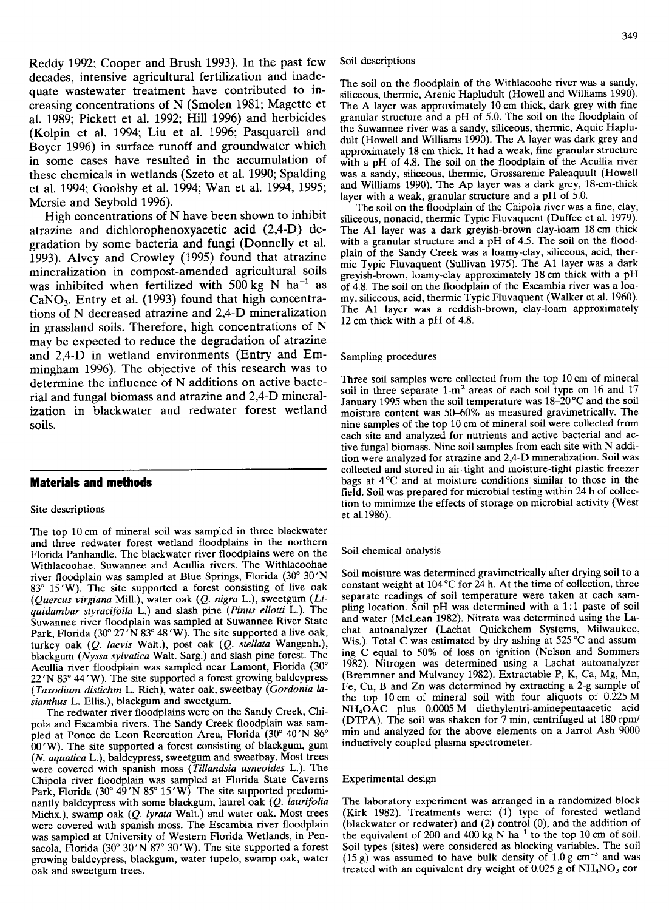Reddy 1992; Cooper and Brush 1993). In the past few decades, intensive agricultural fertilization and inadequate wastewater treatment have contributed to increasing concentrations of N (Smolen 1981; Magette et al. 1989; Pickett et al. 1992; Hill 1996) and herbicides (Kolpin et al. 1994; Liu et al. 1996; Pasquarell and Boyer 1996) in surface runoff and groundwater which in some cases have resulted in the accumulation of these chemicals in wetlands (Szeto et al. 1990; Spalding et al. 1994; Goolsby et al. 1994; Wan et al. 1994, 1995; Mersie and Seybold 1996).

High concentrations of N have been shown to inhibit atrazine and dichlorophenoxyacetic acid (2,4-D) degradation by some bacteria and fungi (Donnelly et al. 1993). Alvey and Crowley (1995) found that atrazine mineralization in compost-amended agricultural soils was inhibited when fertilized with 500 kg N $ha^{-1}$ as $CaNO_3$. Entry et al. (1993) found that high concentrations of N decreased atrazine and 2,4-D mineralization in grassland soils. Therefore, high concentrations of N may be expected to reduce the degradation of atrazine and 2,4-D in wetland environments (Entry and Emmingham 1996). The objective of this research was to determine the influence of N additions on active bacterial and fungal biomass and atrazine and 2,4-D mineralization in blackwater and redwater forest wetland soils.

## Materials and methods

### Site descriptions

The top 10 cm of mineral soil was sampled in three blackwater and three redwater forest wetland floodplains in the northern Florida Panhandle. The blackwater river floodplains were on the Withlacoohae, Suwannee and Acullia rivers. The Withlacoohae river floodplain was sampled at Blue Springs, Florida (30° 30′N 83° 15′W). The site supported a forest consisting of live oak (*Quercus virgiana* Mill.), water oak (*Q. nigra* L.), sweetgum (*Liquidambar styracifoila* L.) and slash pine (*Pinus ellotti* L.). The Suwannee river floodplain was sampled at Suwannee River State Park, Florida (30° 27′N 83° 48′W). The site supported a live oak, turkey oak (*Q. laevis* Walt.), post oak (*Q. stellata* Wangenh.), blackgum (*Nyssa sylvatica* Walt. Sarg.) and slash pine forest. The Acullia river floodplain was sampled near Lamont, Florida (30° 22′N 83° 44′W). The site supported a forest growing baldcypress (*Taxodium distichm* L. Rich), water oak, sweetbay (*Gordonia lasianthus* L. Ellis.), blackgum and sweetgum.

The redwater river floodplains were on the Sandy Creek, Chipola and Escambia rivers. The Sandy Creek floodplain was sampled at Ponce de Leon Recreation Area, Florida (30° 40′N 86° 00′W). The site supported a forest consisting of blackgum, gum (*N. aquatica* L.), baldcypress, sweetgum and sweetbay. Most trees were covered with spanish moss (*Tillandsia usneoides* L.). The Chipola river floodplain was sampled at Florida State Caverns Park, Florida (30° 49′N 85° 15′W). The site supported predominantly baldcypress with some blackgum, laurel oak (*Q. laurifolia* Michx.), swamp oak (*Q. lyrata* Walt.) and water oak. Most trees were covered with spanish moss. The Escambia river floodplain was sampled at University of Western Florida Wetlands, in Pensacola, Florida (30° 30′N 87° 30′W). The site supported a forest growing baldcypress, blackgum, water tupelo, swamp oak, water oak and sweetgum trees.

### Soil descriptions

The soil on the floodplain of the Withlacoohe river was a sandy, siliceous, thermic, Arenic Hapludult (Howell and Williams 1990). The A layer was approximately 10 cm thick, dark grey with fine granular structure and a pH of 5.0. The soil on the floodplain of the Suwannee river was a sandy, siliceous, thermic, Aquic Hapludult (Howell and Williams 1990). The A layer was dark grey and approximately 18 cm thick. It had a weak, fine granular structure with a pH of 4.8. The soil on the floodplain of the Acullia river was a sandy, siliceous, thermic, Grossarenic Paleaquult (Howell and Williams 1990). The Ap layer was a dark grey, 18-cm-thick layer with a weak, granular structure and a pH of 5.0.

The soil on the floodplain of the Chipola river was a fine, clay, siliceous, nonacid, thermic Typic Fluvaquent (Duffee et al. 1979). The A1 layer was a dark greyish-brown clay-loam 18 cm thick with a granular structure and a pH of 4.5. The soil on the floodplain of the Sandy Creek was a loamy-clay, siliceous, acid, thermic Typic Fluvaquent (Sullivan 1975). The A1 layer was a dark greyish-brown, loamy-clay approximately 18 cm thick with a pH of 4.8. The soil on the floodplain of the Escambia river was a loamy, siliceous, acid, thermic Typic Fluvaquent (Walker et al. 1960). The A1 layer was a reddish-brown, clay-loam approximately 12 cm thick with a pH of 4.8.

### Sampling procedures

Three soil samples were collected from the top 10 cm of mineral soil in three separate 1-$m^2$ areas of each soil type on 16 and 17 January 1995 when the soil temperature was 18–20 °C and the soil moisture content was 50–60% as measured gravimetrically. The nine samples of the top 10 cm of mineral soil were collected from each site and analyzed for nutrients and active bacterial and active fungal biomass. Nine soil samples from each site with N addition were analyzed for atrazine and 2,4-D mineralization. Soil was collected and stored in air-tight and moisture-tight plastic freezer bags at 4 °C and at moisture conditions similar to those in the field. Soil was prepared for microbial testing within 24 h of collection to minimize the effects of storage on microbial activity (West et al. 1986).

### Soil chemical analysis

Soil moisture was determined gravimetrically after drying soil to a constant weight at 104 °C for 24 h. At the time of collection, three separate readings of soil temperature were taken at each sampling location. Soil pH was determined with a 1:1 paste of soil and water (McLean 1982). Nitrate was determined using the Lachat autoanalyzer (Lachat Quickchem Systems, Milwaukee, Wis.). Total C was estimated by dry ashing at 525 °C and assuming C equal to 50% of loss on ignition (Nelson and Sommers 1982). Nitrogen was determined using a Lachat autoanalyzer (Bremmner and Mulvaney 1982). Extractable P, K, Ca, Mg, Mn, Fe, Cu, B and Zn was determined by extracting a 2-g sample of the top 10 cm of mineral soil with four aliquots of 0.225 M $NH_4OAC$ plus 0.0005 M diethylentri-aminepentaacetic acid (DTPA). The soil was shaken for 7 min, centrifuged at 180 rpm/min and analyzed for the above elements on a Jarrol Ash 9000 inductively coupled plasma spectrometer.

### Experimental design

The laboratory experiment was arranged in a randomized block (Kirk 1982). Treatments were: (1) type of forested wetland (blackwater or redwater) and (2) control (0), and the addition of the equivalent of 200 and 400 kg N $ha^{-1}$ to the top 10 cm of soil. Soil types (sites) were considered as blocking variables. The soil (15 g) was assumed to have bulk density of 1.0 g $cm^{-3}$ and was treated with an equivalent dry weight of 0.025 g of $NH_4NO_3$ cor-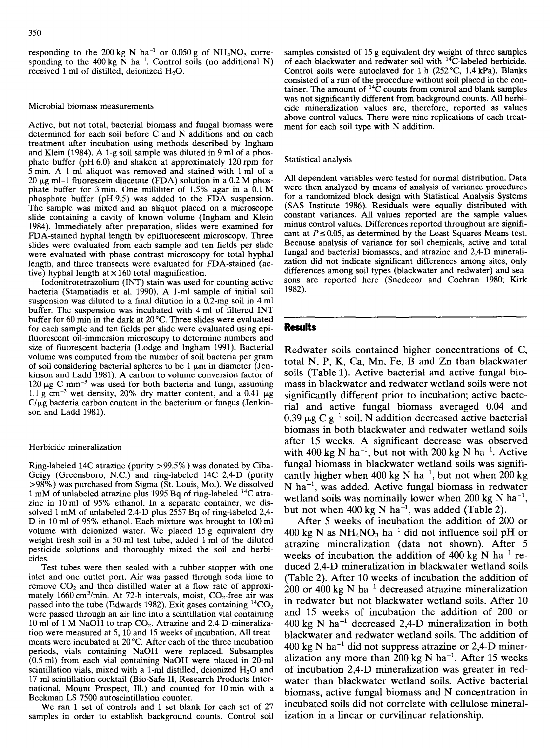responding to the 200 kg N ha$^{-1}$ or 0.050 g of $NH_4NO_3$ corresponding to the 400 kg N ha$^{-1}$. Control soils (no additional N) received 1 ml of distilled, deionized $H_2O$.

### Microbial biomass measurements

Active, but not total, bacterial biomass and fungal biomass were determined for each soil before C and N additions and on each treatment after incubation using methods described by Ingham and Klein (1984). A 1-g soil sample was diluted in 9 ml of a phosphate buffer (pH 6.0) and shaken at approximately 120 rpm for 5 min. A 1-ml aliquot was removed and stained with 1 ml of a 20 μg ml–1 fluorescein diacetate (FDA) solution in a 0.2 M phosphate buffer for 3 min. One milliliter of 1.5% agar in a 0.1 M phosphate buffer (pH 9.5) was added to the FDA suspension. The sample was mixed and an aliquot placed on a microscope slide containing a cavity of known volume (Ingham and Klein 1984). Immediately after preparation, slides were examined for FDA-stained hyphal length by epifluorescent microscopy. Three slides were evaluated from each sample and ten fields per slide were evaluated with phase contrast microscopy for total hyphal length, and three transects were evaluated for FDA-stained (active) hyphal length at × 160 total magnification.

Iodonitrotetrazolium (INT) stain was used for counting active bacteria (Stamatiadis et al. 1990). A 1-ml sample of initial soil suspension was diluted to a final dilution in a 0.2-mg soil in 4 ml buffer. The suspension was incubated with 4 ml of filtered INT buffer for 60 min in the dark at 20 °C. Three slides were evaluated for each sample and ten fields per slide were evaluated using epifluorescent oil-immersion microscopy to determine numbers and size of fluorescent bacteria (Lodge and Ingham 1991). Bacterial volume was computed from the number of soil bacteria per gram of soil considering bacterial spheres to be 1 μm in diameter (Jenkinson and Ladd 1981). A carbon to volume conversion factor of 120 μg C mm$^{-3}$ was used for both bacteria and fungi, assuming 1.1 g cm$^{-3}$ wet density, 20% dry matter content, and a 0.41 μg C/μg bacteria carbon content in the bacterium or fungus (Jenkinson and Ladd 1981).

### Herbicide mineralization

Ring-labeled 14C atrazine (purity >99.5%) was donated by Ciba-Geigy (Greensboro, N.C.) and ring-labeled 14C 2,4-D (purity >98%) was purchased from Sigma (St. Louis, Mo.). We dissolved 1 mM of unlabeled atrazine plus 1995 Bq of ring-labeled $^{14}C$ atrazine in 10 ml of 95% ethanol. In a separate container, we dissolved 1 mM of unlabeled 2,4-D plus 2557 Bq of ring-labeled 2,4-D in 10 ml of 95% ethanol. Each mixture was brought to 100 ml volume with deionized water. We placed 15 g equivalent dry weight fresh soil in a 50-ml test tube, added 1 ml of the diluted pesticide solutions and thoroughly mixed the soil and herbicides.

Test tubes were then sealed with a rubber stopper with one inlet and one outlet port. Air was passed through soda lime to remove $CO_2$ and then distilled water at a flow rate of approximately 1660 cm$^3$/min. At 72-h intervals, moist, $CO_2$-free air was passed into the tube (Edwards 1982). Exit gases containing $^{14}CO_2$ were passed through an air line into a scintillation vial containing 10 ml of 1 M NaOH to trap $CO_2$. Atrazine and 2,4-D-mineralization were measured at 5, 10 and 15 weeks of incubation. All treatments were incubated at 20 °C. After each of the three incubation periods, vials containing NaOH were replaced. Subsamples (0.5 ml) from each vial containing NaOH were placed in 20-ml scintillation vials, mixed with a 1-ml distilled, deionized $H_2O$ and 17-ml scintillation cocktail (Bio-Safe II, Research Products International, Mount Prospect, Ill.) and counted for 10 min with a Beckman LS 7500 autoscintillation counter.

We ran 1 set of controls and 1 set blank for each set of 27 samples in order to establish background counts. Control soil samples consisted of 15 g equivalent dry weight of three samples of each blackwater and redwater soil with $^{14}C$-labeled herbicide. Control soils were autoclaved for 1 h (252 °C, 1.4 kPa). Blanks consisted of a run of the procedure without soil placed in the container. The amount of $^{14}C$ counts from control and blank samples was not significantly different from background counts. All herbicide mineralization values are, therefore, reported as values above control values. There were nine replications of each treatment for each soil type with N addition.

### Statistical analysis

All dependent variables were tested for normal distribution. Data were then analyzed by means of analysis of variance procedures for a randomized block design with Statistical Analysis Systems (SAS Institute 1986). Residuals were equally distributed with constant variances. All values reported are the sample values minus control values. Differences reported throughout are significant at $P \leq 0.05$, as determined by the Least Squares Means test. Because analysis of variance for soil chemicals, active and total fungal and bacterial biomasses, and atrazine and 2,4-D mineralization did not indicate significant differences among sites, only differences among soil types (blackwater and redwater) and seasons are reported here (Snedecor and Cochran 1980; Kirk 1982).

## Results

Redwater soils contained higher concentrations of C, total N, P, K, Ca, Mn, Fe, B and Zn than blackwater soils (Table 1). Active bacterial and active fungal biomass in blackwater and redwater wetland soils were not significantly different prior to incubation; active bacterial and active fungal biomass averaged 0.04 and 0.39 μg C g$^{-1}$ soil. N addition decreased active bacterial biomass in both blackwater and redwater wetland soils after 15 weeks. A significant decrease was observed with 400 kg N ha$^{-1}$, but not with 200 kg N ha$^{-1}$. Active fungal biomass in blackwater wetland soils was significantly higher when 400 kg N ha$^{-1}$, but not when 200 kg N ha$^{-1}$, was added. Active fungal biomass in redwater wetland soils was nominally lower when 200 kg N ha$^{-1}$, but not when 400 kg N ha$^{-1}$, was added (Table 2).

After 5 weeks of incubation the addition of 200 or 400 kg N as $NH_4NO_3$ ha$^{-1}$ did not influence soil pH or atrazine mineralization (data not shown). After 5 weeks of incubation the addition of 400 kg N ha$^{-1}$ reduced 2,4-D mineralization in blackwater wetland soils (Table 2). After 10 weeks of incubation the addition of 200 or 400 kg N ha$^{-1}$ decreased atrazine mineralization in redwater but not blackwater wetland soils. After 10 and 15 weeks of incubation the addition of 200 or 400 kg N ha$^{-1}$ decreased 2,4-D mineralization in both blackwater and redwater wetland soils. The addition of 400 kg N ha$^{-1}$ did not suppress atrazine or 2,4-D mineralization any more than 200 kg N ha$^{-1}$. After 15 weeks of incubation 2,4-D mineralization was greater in redwater than blackwater wetland soils. Active bacterial biomass, active fungal biomass and N concentration in incubated soils did not correlate with cellulose mineralization in a linear or curvilinear relationship.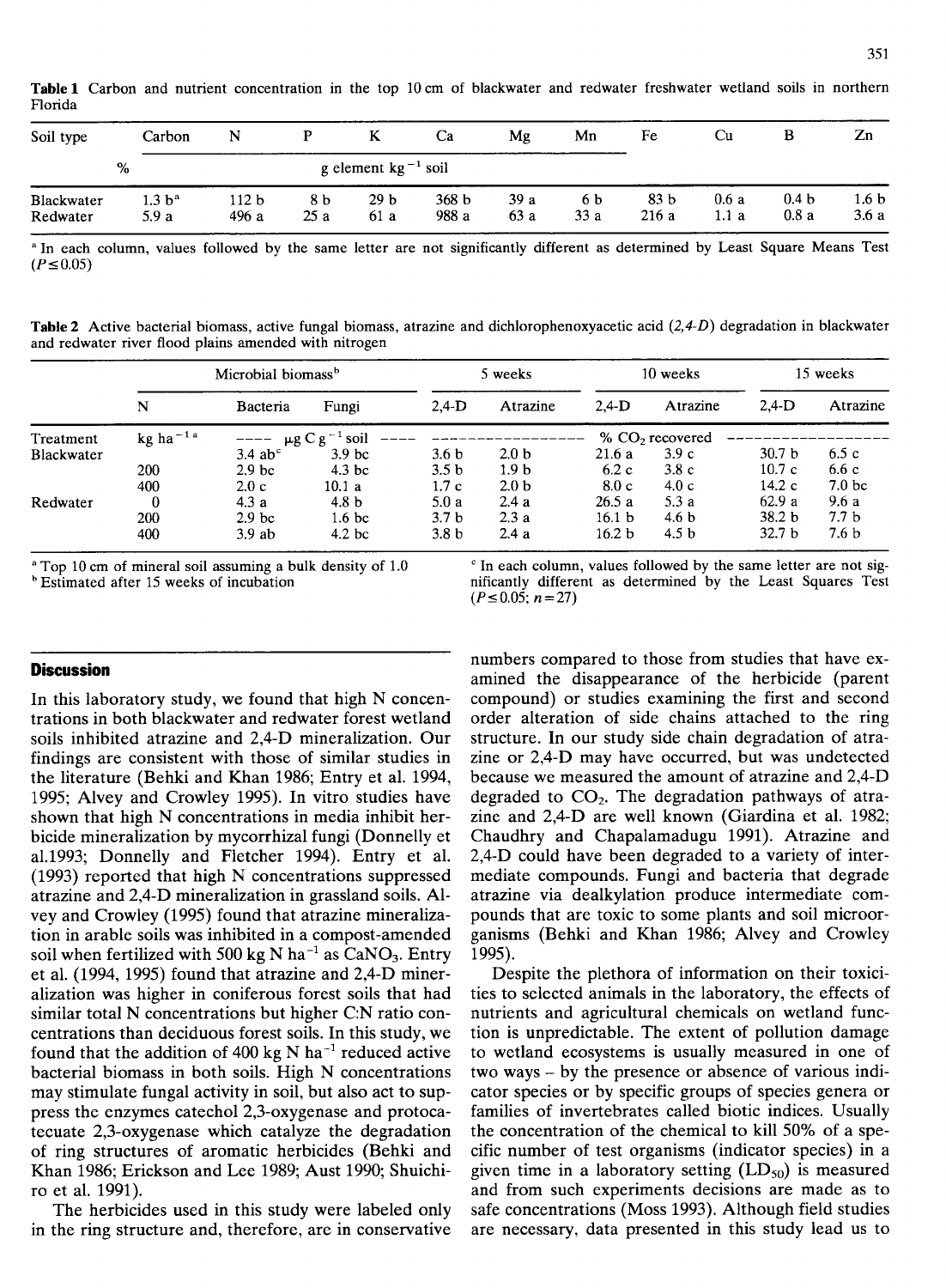**Table 1** Carbon and nutrient concentration in the top 10 cm of blackwater and redwater freshwater wetland soils in northern Florida

| Soil type | Carbon | N | P | K | Ca | Mg | Mn | Fe | Cu | B | Zn |
|---|---|---|---|---|---|---|---|---|---|---|---|
| | % | g element $kg^{-1}$ soil | | | | | | | | | |
| Blackwater | 1.3 b[a] | 112 b | 8 b | 29 b | 368 b | 39 a | 6 b | 83 b | 0.6 a | 0.4 b | 1.6 b |
| Redwater | 5.9 a | 496 a | 25 a | 61 a | 988 a | 63 a | 33 a | 216 a | 1.1 a | 0.8 a | 3.6 a |

[a] In each column, values followed by the same letter are not significantly different as determined by Least Square Means Test ($P \leq 0.05$)

**Table 2** Active bacterial biomass, active fungal biomass, atrazine and dichlorophenoxyacetic acid (*2,4-D*) degradation in blackwater and redwater river flood plains amended with nitrogen

| | | Microbial biomass[b] | | 5 weeks | | 10 weeks | | 15 weeks | |
|---|---|---|---|---|---|---|---|---|---|
| | N | Bacteria | Fungi | 2,4-D | Atrazine | 2,4-D | Atrazine | 2,4-D | Atrazine |
| Treatment | kg $ha^{-1}$ [a] | µg C $g^{-1}$ soil | | % $CO_2$ recovered | | | | | |
| Blackwater | | 3.4 ab[c] | 3.9 bc | 3.6 b | 2.0 b | 21.6 a | 3.9 c | 30.7 b | 6.5 c |
| | 200 | 2.9 bc | 4.3 bc | 3.5 b | 1.9 b | 6.2 c | 3.8 c | 10.7 c | 6.6 c |
| | 400 | 2.0 c | 10.1 a | 1.7 c | 2.0 b | 8.0 c | 4.0 c | 14.2 c | 7.0 bc |
| Redwater | 0 | 4.3 a | 4.8 b | 5.0 a | 2.4 a | 26.5 a | 5.3 a | 62.9 a | 9.6 a |
| | 200 | 2.9 bc | 1.6 bc | 3.7 b | 2.3 a | 16.1 b | 4.6 b | 38.2 b | 7.7 b |
| | 400 | 3.9 ab | 4.2 bc | 3.8 b | 2.4 a | 16.2 b | 4.5 b | 32.7 b | 7.6 b |

[a] Top 10 cm of mineral soil assuming a bulk density of 1.0
[b] Estimated after 15 weeks of incubation
[c] In each column, values followed by the same letter are not significantly different as determined by the Least Squares Test ($P \leq 0.05$; $n = 27$)

## Discussion

In this laboratory study, we found that high N concentrations in both blackwater and redwater forest wetland soils inhibited atrazine and 2,4-D mineralization. Our findings are consistent with those of similar studies in the literature (Behki and Khan 1986; Entry et al. 1994, 1995; Alvey and Crowley 1995). In vitro studies have shown that high N concentrations in media inhibit herbicide mineralization by mycorrhizal fungi (Donnelly et al.1993; Donnelly and Fletcher 1994). Entry et al. (1993) reported that high N concentrations suppressed atrazine and 2,4-D mineralization in grassland soils. Alvey and Crowley (1995) found that atrazine mineralization in arable soils was inhibited in a compost-amended soil when fertilized with 500 kg N $ha^{-1}$ as $CaNO_3$. Entry et al. (1994, 1995) found that atrazine and 2,4-D mineralization was higher in coniferous forest soils that had similar total N concentrations but higher C:N ratio concentrations than deciduous forest soils. In this study, we found that the addition of 400 kg N $ha^{-1}$ reduced active bacterial biomass in both soils. High N concentrations may stimulate fungal activity in soil, but also act to suppress the enzymes catechol 2,3-oxygenase and protocatecuate 2,3-oxygenase which catalyze the degradation of ring structures of aromatic herbicides (Behki and Khan 1986; Erickson and Lee 1989; Aust 1990; Shuichiro et al. 1991).

The herbicides used in this study were labeled only in the ring structure and, therefore, are in conservative numbers compared to those from studies that have examined the disappearance of the herbicide (parent compound) or studies examining the first and second order alteration of side chains attached to the ring structure. In our study side chain degradation of atrazine or 2,4-D may have occurred, but was undetected because we measured the amount of atrazine and 2,4-D degraded to $CO_2$. The degradation pathways of atrazine and 2,4-D are well known (Giardina et al. 1982; Chaudhry and Chapalamadugu 1991). Atrazine and 2,4-D could have been degraded to a variety of intermediate compounds. Fungi and bacteria that degrade atrazine via dealkylation produce intermediate compounds that are toxic to some plants and soil microorganisms (Behki and Khan 1986; Alvey and Crowley 1995).

Despite the plethora of information on their toxicities to selected animals in the laboratory, the effects of nutrients and agricultural chemicals on wetland function is unpredictable. The extent of pollution damage to wetland ecosystems is usually measured in one of two ways – by the presence or absence of various indicator species or by specific groups of species genera or families of invertebrates called biotic indices. Usually the concentration of the chemical to kill 50% of a specific number of test organisms (indicator species) in a given time in a laboratory setting ($LD_{50}$) is measured and from such experiments decisions are made as to safe concentrations (Moss 1993). Although field studies are necessary, data presented in this study lead us to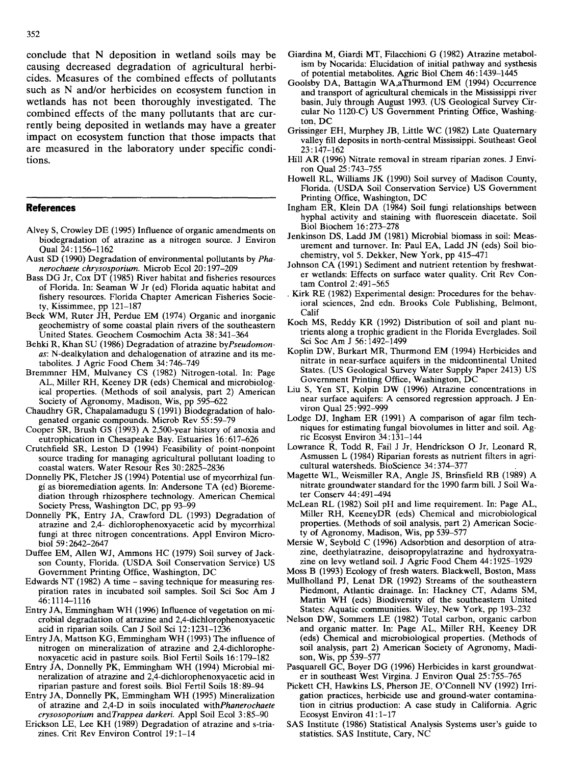conclude that N deposition in wetland soils may be causing decreased degradation of agricultural herbicides. Measures of the combined effects of pollutants such as N and/or herbicides on ecosystem function in wetlands has not been thoroughly investigated. The combined effects of the many pollutants that are currently being deposited in wetlands may have a greater impact on ecosystem function that those impacts that are measured in the laboratory under specific conditions.

## References

Alvey S, Crowley DE (1995) Influence of organic amendments on biodegradation of atrazine as a nitrogen source. J Environ Qual 24:1156–1162

Aust SD (1990) Degradation of environmental pollutants by *Phanerochaete chrysosporium*. Microb Ecol 20:197–209

Bass DG Jr, Cox DT (1985) River habitat and fisheries resources of Florida. In: Seaman W Jr (ed) Florida aquatic habitat and fishery resources. Florida Chapter American Fisheries Society, Kissimmee, pp 121–187

Beck WM, Ruter JH, Perdue EM (1974) Organic and inorganic geochemistry of some coastal plain rivers of the southeastern United States. Geochem Cosmochim Acta 38:341–364

Behki R, Khan SU (1986) Degradation of atrazine by*Pseudomonas*: N-dealkylation and dehalogenation of atrazine and its metabolites. J Agric Food Chem 34:746–749

Bremmner HM, Mulvaney CS (1982) Nitrogen-total. In: Page AL, Miller RH, Keeney DR (eds) Chemical and microbiological properties. (Methods of soil analysis, part 2) American Society of Agronomy, Madison, Wis, pp 595–622

Chaudhry GR, Chapalamadugu S (1991) Biodegradation of halogenated organic compounds. Microb Rev 55:59–79

Cooper SR, Brush GS (1993) A 2,500-year history of anoxia and eutrophication in Chesapeake Bay. Estuaries 16:617–626

Crutchfield SR, Leston D (1994) Feasibility of point-nonpoint source trading for managing agricultural pollutant loading to coastal waters. Water Resour Res 30:2825–2836

Donnelly PK, Fletcher JS (1994) Potential use of mycorrhizal fungi as bioremediation agents. In: Andersone TA (ed) Bioremediation through rhizosphere technology. American Chemical Society Press, Washington DC, pp 93–99

Donnelly PK, Entry JA, Crawford DL (1993) Degradation of atrazine and 2,4- dichlorophenoxyacetic acid by mycorrhizal fungi at three nitrogen concentrations. Appl Environ Microbiol 59:2642–2647

Duffee EM, Allen WJ, Ammons HC (1979) Soil survey of Jackson County, Florida. (USDA Soil Conservation Service) US Government Printing Office, Washington, DC

Edwards NT (1982) A time – saving technique for measuring respiration rates in incubated soil samples. Soil Sci Soc Am J 46:1114–1116

Entry JA, Emmingham WH (1996) Influence of vegetation on microbial degradation of atrazine and 2,4-dichlorophenoxyacetic acid in riparian soils. Can J Soil Sci 12:1231–1236

Entry JA, Mattson KG, Emmingham WH (1993) The influence of nitrogen on mineralization of atrazine and 2,4-dichlorophenoxyacetic acid in pasture soils. Biol Fertil Soils 16:179–182

Entry JA, Donnelly PK, Emmingham WH (1994) Microbial mineralization of atrazine and 2,4-dichlorophenoxyacetic acid in riparian pasture and forest soils. Biol Fertil Soils 18:89–94

Entry JA, Donnelly PK, Emmingham WH (1995) Mineralization of atrazine and 2,4-D in soils inoculated with*Phanerochaete crysosoporium* and*Trappea darkeri*. Appl Soil Ecol 3:85–90

Erickson LE, Lee KH (1989) Degradation of atrazine and s-triazines. Crit Rev Environ Control 19:1–14

Giardina M, Giardi MT, Filacchioni G (1982) Atrazine metabolism by Nocarida: Elucidation of initial pathway and systhesis of potential metabolites. Agric Biol Chem 46:1439–1445

Goolsby DA, Battagin WA,aThurmond EM (1994) Occurrence and transport of agricultural chemicals in the Mississippi river basin, July through August 1993. (US Geological Survey Circular No 1120-C) US Government Printing Office, Washington, DC

Grissinger EH, Murphey JB, Little WC (1982) Late Quaternary valley fill deposits in north-central Mississippi. Southeast Geol 23:147–162

Hill AR (1996) Nitrate removal in stream riparian zones. J Environ Qual 25:743–755

Howell RL, Williams JK (1990) Soil survey of Madison County, Florida. (USDA Soil Conservation Service) US Government Printing Office, Washington, DC

Ingham ER, Klein DA (1984) Soil fungi relationships between hyphal activity and staining with fluorescein diacetate. Soil Biol Biochem 16:273–278

Jenkinson DS, Ladd JM (1981) Microbial biomass in soil: Measurement and turnover. In: Paul EA, Ladd JN (eds) Soil biochemistry, vol 5. Dekker, New York, pp 415–471

Johnson CA (1991) Sediment and nutrient retention by freshwater wetlands: Effects on surface water quality. Crit Rev Contam Control 2:491–565

Kirk RE (1982) Experimental design: Procedures for the behavioral sciences, 2nd edn. Brooks Cole Publishing, Belmont, Calif

Koch MS, Reddy KR (1992) Distribution of soil and plant nutrients along a trophic gradient in the Florida Everglades. Soil Sci Soc Am J 56:1492–1499

Koplin DW, Burkart MR, Thurmond EM (1994) Herbicides and nitrate in near-surface aquifers in the midcontinental United States. (US Geological Survey Water Supply Paper 2413) US Government Printing Office, Washington, DC

Liu S, Yen ST, Kolpin DW (1996) Atrazine concentrations in near surface aquifers: A censored regression approach. J Environ Qual 25:992–999

Lodge DJ, Ingham ER (1991) A comparison of agar film techniques for estimating fungal biovolumes in litter and soil. Agric Ecosyst Environ 34:131–144

Lowrance R, Todd R, Fail J Jr, Hendrickson O Jr, Leonard R, Asmussen L (1984) Riparian forests as nutrient filters in agricultural watersheds. BioScience 34:374–377

Magette WL, Weismiller RA, Angle JS, Brinsfield RB (1989) A nitrate groundwater standard for the 1990 farm bill. J Soil Water Conserv 44:491–494

McLean RL (1982) Soil pH and lime requirement. In: Page AL, Miller RH, KeeneyDR (eds) Chemical and microbiological properties. (Methods of soil analysis, part 2) American Society of Agronomy, Madison, Wis, pp 539–577

Mersie W, Seybold C (1996) Adsorbtion and desorption of atrazine, deethylatrazine, deisopropylatrazine and hydroxyatrazine on levy wetland soil. J Agric Food Chem 44:1925–1929

Moss B (1993) Ecology of fresh waters. Blackwell, Boston, Mass

Mullholland PJ, Lenat DR (1992) Streams of the southeastern Piedmont, Atlantic drainage. In: Hackney CT, Adams SM, Martin WH (eds) Biodiversity of the southeastern United States: Aquatic communities. Wiley, New York, pp 193–232

Nelson DW, Sommers LE (1982) Total carbon, organic carbon and organic matter. In: Page AL, Miller RH, Keeney DR (eds) Chemical and microbiological properties. (Methods of soil analysis, part 2) American Society of Agronomy, Madison, Wis, pp 539–577

Pasquarell GC, Boyer DG (1996) Herbicides in karst groundwater in southeast West Virgina. J Environ Qual 25:755–765

Pickett CH, Hawkins LS, Pherson JE, O'Connell NV (1992) Irrigation practices, herbicide use and ground-water contamination in citrius production: A case study in California. Agric Ecosyst Environ 41:1–17

SAS Institute (1986) Statistical Analysis Systems user's guide to statistics. SAS Institute, Cary, NC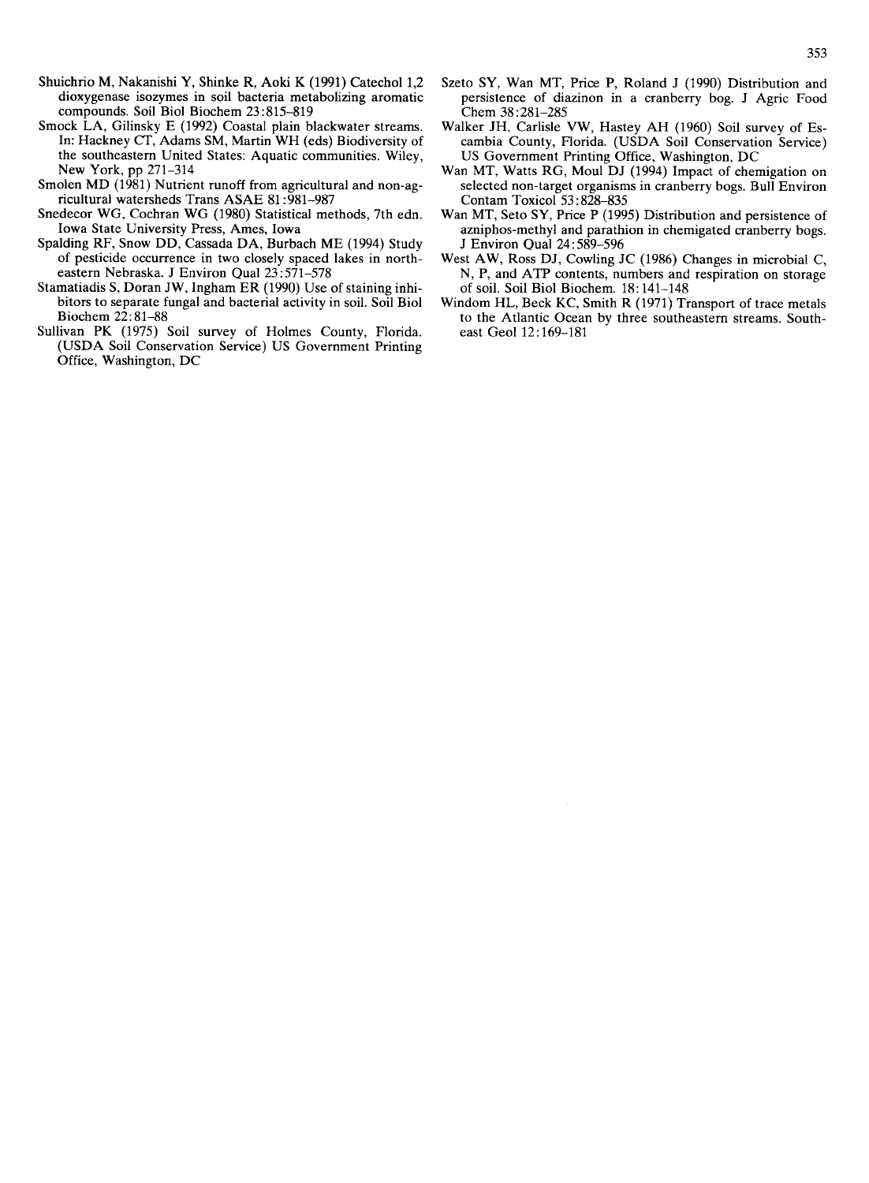Shuichrio M, Nakanishi Y, Shinke R, Aoki K (1991) Catechol 1,2 dioxygenase isozymes in soil bacteria metabolizing aromatic compounds. Soil Biol Biochem 23:815–819

Smock LA, Gilinsky E (1992) Coastal plain blackwater streams. In: Hackney CT, Adams SM, Martin WH (eds) Biodiversity of the southeastern United States: Aquatic communities. Wiley, New York, pp 271–314

Smolen MD (1981) Nutrient runoff from agricultural and non-agricultural watersheds Trans ASAE 81:981–987

Snedecor WG, Cochran WG (1980) Statistical methods, 7th edn. Iowa State University Press, Ames, Iowa

Spalding RF, Snow DD, Cassada DA, Burbach ME (1994) Study of pesticide occurrence in two closely spaced lakes in northeastern Nebraska. J Environ Qual 23:571–578

Stamatiadis S, Doran JW, Ingham ER (1990) Use of staining inhibitors to separate fungal and bacterial activity in soil. Soil Biol Biochem 22:81–88

Sullivan PK (1975) Soil survey of Holmes County, Florida. (USDA Soil Conservation Service) US Government Printing Office, Washington, DC

Szeto SY, Wan MT, Price P, Roland J (1990) Distribution and persistence of diazinon in a cranberry bog. J Agric Food Chem 38:281–285

Walker JH, Carlisle VW, Hastey AH (1960) Soil survey of Escambia County, Florida. (USDA Soil Conservation Service) US Government Printing Office, Washington, DC

Wan MT, Watts RG, Moul DJ (1994) Impact of chemigation on selected non-target organisms in cranberry bogs. Bull Environ Contam Toxicol 53:828–835

Wan MT, Seto SY, Price P (1995) Distribution and persistence of azniphos-methyl and parathion in chemigated cranberry bogs. J Environ Qual 24:589–596

West AW, Ross DJ, Cowling JC (1986) Changes in microbial C, N, P, and ATP contents, numbers and respiration on storage of soil. Soil Biol Biochem. 18:141–148

Windom HL, Beck KC, Smith R (1971) Transport of trace metals to the Atlantic Ocean by three southeastern streams. Southeast Geol 12:169–181